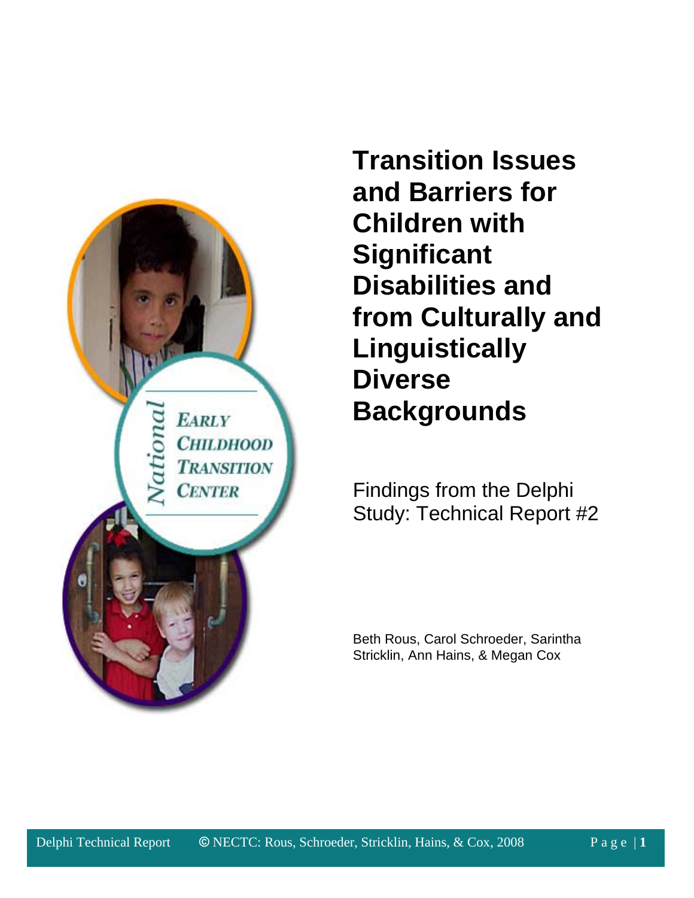National Early Childhood Transition Center

# Transition Issues and Barriers for Children with Significant Disabilities and from Culturally and Linguistically Diverse Backgrounds

Findings from the Delphi Study: Technical Report #2

Beth Rous, Carol Schroeder, Sarintha Stricklin, Ann Hains, & Megan Cox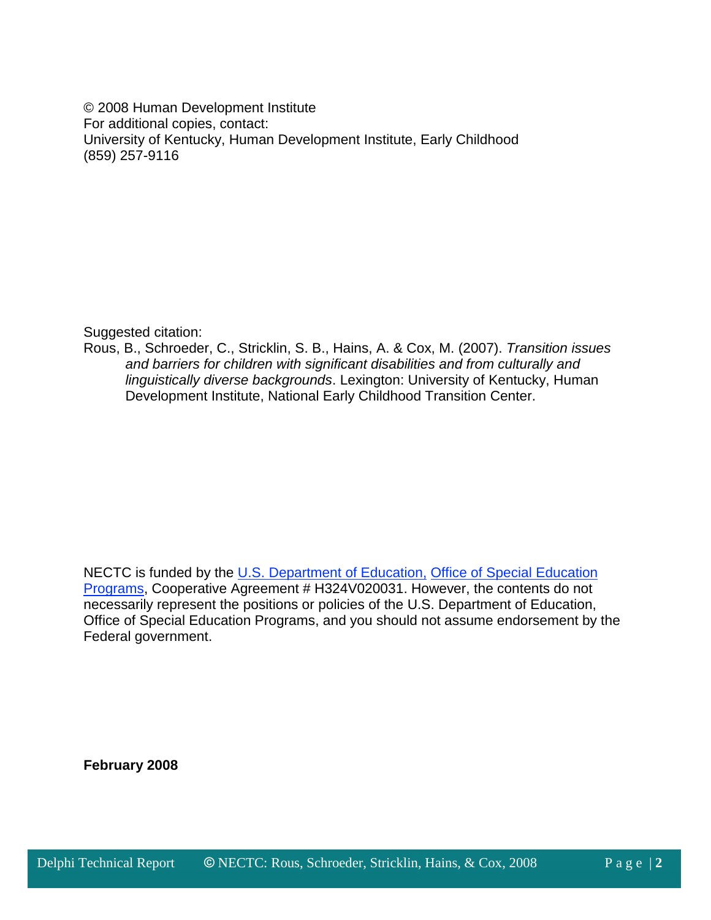© 2008 Human Development Institute
For additional copies, contact:
University of Kentucky, Human Development Institute, Early Childhood
(859) 257-9116

Suggested citation:
Rous, B., Schroeder, C., Stricklin, S. B., Hains, A. & Cox, M. (2007). *Transition issues and barriers for children with significant disabilities and from culturally and linguistically diverse backgrounds*. Lexington: University of Kentucky, Human Development Institute, National Early Childhood Transition Center.

NECTC is funded by the U.S. Department of Education, Office of Special Education Programs, Cooperative Agreement # H324V020031. However, the contents do not necessarily represent the positions or policies of the U.S. Department of Education, Office of Special Education Programs, and you should not assume endorsement by the Federal government.

**February 2008**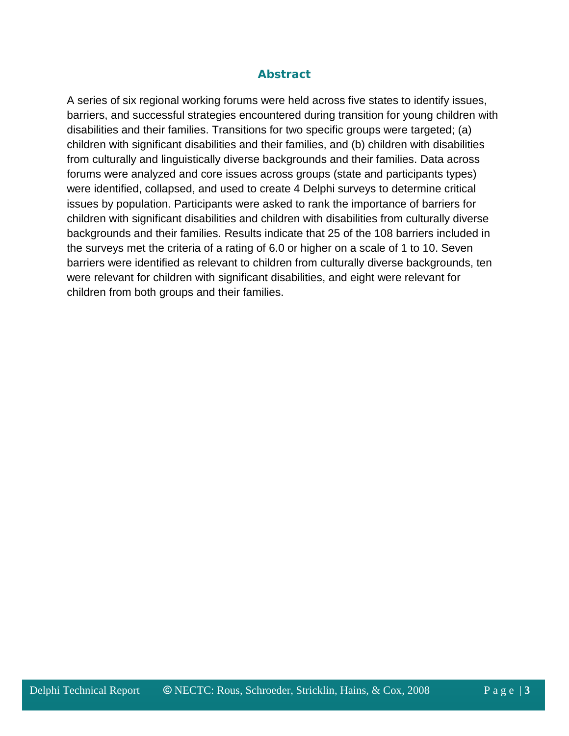## Abstract

A series of six regional working forums were held across five states to identify issues, barriers, and successful strategies encountered during transition for young children with disabilities and their families. Transitions for two specific groups were targeted; (a) children with significant disabilities and their families, and (b) children with disabilities from culturally and linguistically diverse backgrounds and their families. Data across forums were analyzed and core issues across groups (state and participants types) were identified, collapsed, and used to create 4 Delphi surveys to determine critical issues by population. Participants were asked to rank the importance of barriers for children with significant disabilities and children with disabilities from culturally diverse backgrounds and their families. Results indicate that 25 of the 108 barriers included in the surveys met the criteria of a rating of 6.0 or higher on a scale of 1 to 10. Seven barriers were identified as relevant to children from culturally diverse backgrounds, ten were relevant for children with significant disabilities, and eight were relevant for children from both groups and their families.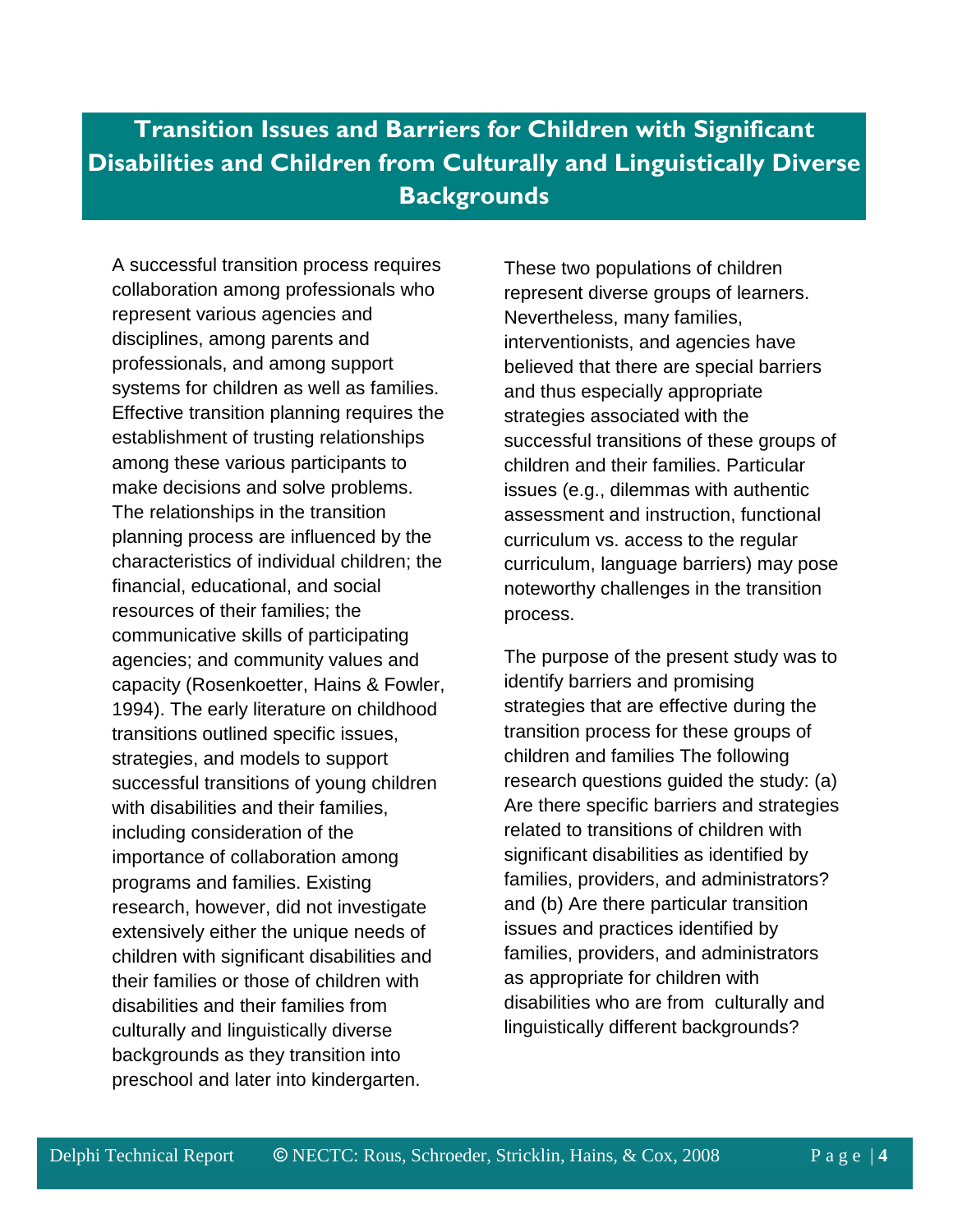# Transition Issues and Barriers for Children with Significant Disabilities and Children from Culturally and Linguistically Diverse Backgrounds

A successful transition process requires collaboration among professionals who represent various agencies and disciplines, among parents and professionals, and among support systems for children as well as families. Effective transition planning requires the establishment of trusting relationships among these various participants to make decisions and solve problems. The relationships in the transition planning process are influenced by the characteristics of individual children; the financial, educational, and social resources of their families; the communicative skills of participating agencies; and community values and capacity (Rosenkoetter, Hains & Fowler, 1994). The early literature on childhood transitions outlined specific issues, strategies, and models to support successful transitions of young children with disabilities and their families, including consideration of the importance of collaboration among programs and families. Existing research, however, did not investigate extensively either the unique needs of children with significant disabilities and their families or those of children with disabilities and their families from culturally and linguistically diverse backgrounds as they transition into preschool and later into kindergarten.

These two populations of children represent diverse groups of learners. Nevertheless, many families, interventionists, and agencies have believed that there are special barriers and thus especially appropriate strategies associated with the successful transitions of these groups of children and their families. Particular issues (e.g., dilemmas with authentic assessment and instruction, functional curriculum vs. access to the regular curriculum, language barriers) may pose noteworthy challenges in the transition process.

The purpose of the present study was to identify barriers and promising strategies that are effective during the transition process for these groups of children and families The following research questions guided the study: (a) Are there specific barriers and strategies related to transitions of children with significant disabilities as identified by families, providers, and administrators? and (b) Are there particular transition issues and practices identified by families, providers, and administrators as appropriate for children with disabilities who are from culturally and linguistically different backgrounds?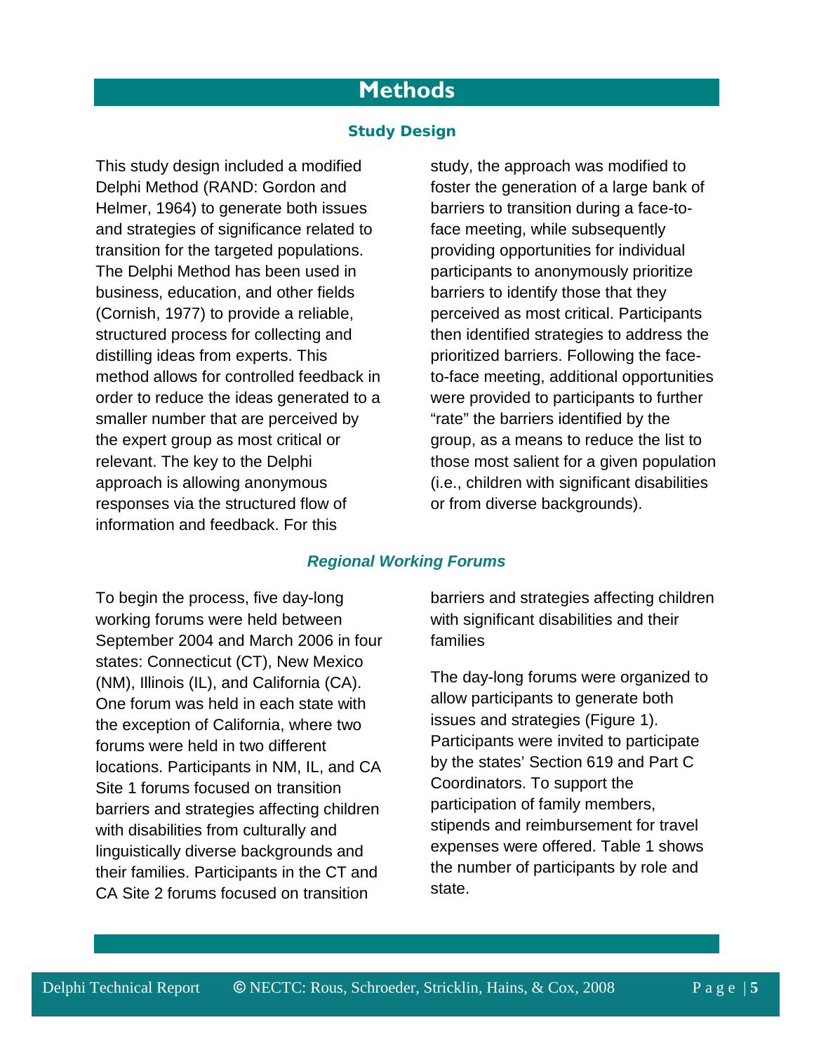# Methods

## Study Design

This study design included a modified Delphi Method (RAND: Gordon and Helmer, 1964) to generate both issues and strategies of significance related to transition for the targeted populations. The Delphi Method has been used in business, education, and other fields (Cornish, 1977) to provide a reliable, structured process for collecting and distilling ideas from experts. This method allows for controlled feedback in order to reduce the ideas generated to a smaller number that are perceived by the expert group as most critical or relevant. The key to the Delphi approach is allowing anonymous responses via the structured flow of information and feedback. For this study, the approach was modified to foster the generation of a large bank of barriers to transition during a face-to-face meeting, while subsequently providing opportunities for individual participants to anonymously prioritize barriers to identify those that they perceived as most critical. Participants then identified strategies to address the prioritized barriers. Following the face-to-face meeting, additional opportunities were provided to participants to further "rate" the barriers identified by the group, as a means to reduce the list to those most salient for a given population (i.e., children with significant disabilities or from diverse backgrounds).

### *Regional Working Forums*

To begin the process, five day-long working forums were held between September 2004 and March 2006 in four states: Connecticut (CT), New Mexico (NM), Illinois (IL), and California (CA). One forum was held in each state with the exception of California, where two forums were held in two different locations. Participants in NM, IL, and CA Site 1 forums focused on transition barriers and strategies affecting children with disabilities from culturally and linguistically diverse backgrounds and their families. Participants in the CT and CA Site 2 forums focused on transition barriers and strategies affecting children with significant disabilities and their families

The day-long forums were organized to allow participants to generate both issues and strategies (Figure 1). Participants were invited to participate by the states' Section 619 and Part C Coordinators. To support the participation of family members, stipends and reimbursement for travel expenses were offered. Table 1 shows the number of participants by role and state.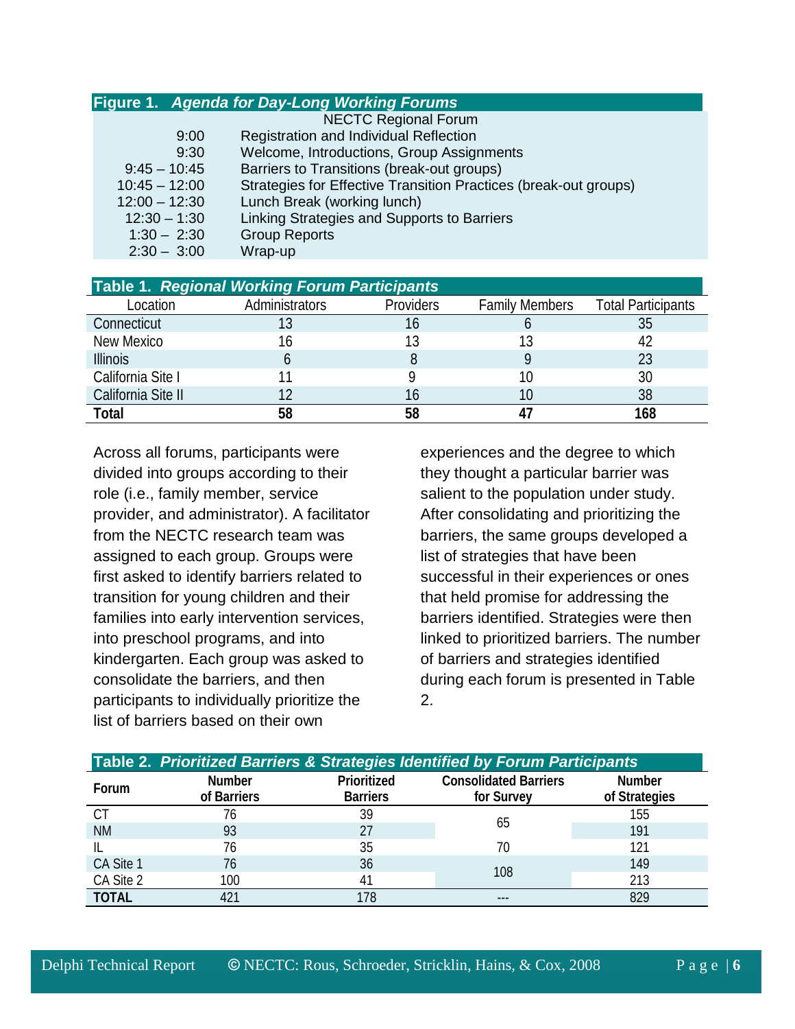**Figure 1. *Agenda for Day-Long Working Forums***

| | NECTC Regional Forum |
|---|---|
| 9:00 | Registration and Individual Reflection |
| 9:30 | Welcome, Introductions, Group Assignments |
| 9:45 – 10:45 | Barriers to Transitions (break-out groups) |
| 10:45 – 12:00 | Strategies for Effective Transition Practices (break-out groups) |
| 12:00 – 12:30 | Lunch Break (working lunch) |
| 12:30 – 1:30 | Linking Strategies and Supports to Barriers |
| 1:30 – 2:30 | Group Reports |
| 2:30 – 3:00 | Wrap-up |

**Table 1. *Regional Working Forum Participants***

| Location | Administrators | Providers | Family Members | Total Participants |
|---|---|---|---|---|
| Connecticut | 13 | 16 | 6 | 35 |
| New Mexico | 16 | 13 | 13 | 42 |
| Illinois | 6 | 8 | 9 | 23 |
| California Site I | 11 | 9 | 10 | 30 |
| California Site II | 12 | 16 | 10 | 38 |
| **Total** | **58** | **58** | **47** | **168** |

Across all forums, participants were divided into groups according to their role (i.e., family member, service provider, and administrator). A facilitator from the NECTC research team was assigned to each group. Groups were first asked to identify barriers related to transition for young children and their families into early intervention services, into preschool programs, and into kindergarten. Each group was asked to consolidate the barriers, and then participants to individually prioritize the list of barriers based on their own experiences and the degree to which they thought a particular barrier was salient to the population under study. After consolidating and prioritizing the barriers, the same groups developed a list of strategies that have been successful in their experiences or ones that held promise for addressing the barriers identified. Strategies were then linked to prioritized barriers. The number of barriers and strategies identified during each forum is presented in Table 2.

**Table 2. *Prioritized Barriers & Strategies Identified by Forum Participants***

| Forum | Number of Barriers | Prioritized Barriers | Consolidated Barriers for Survey | Number of Strategies |
|---|---|---|---|---|
| CT | 76 | 39 | 65 | 155 |
| NM | 93 | 27 | | 191 |
| IL | 76 | 35 | 70 | 121 |
| CA Site 1 | 76 | 36 | 108 | 149 |
| CA Site 2 | 100 | 41 | | 213 |
| **TOTAL** | 421 | 178 | --- | 829 |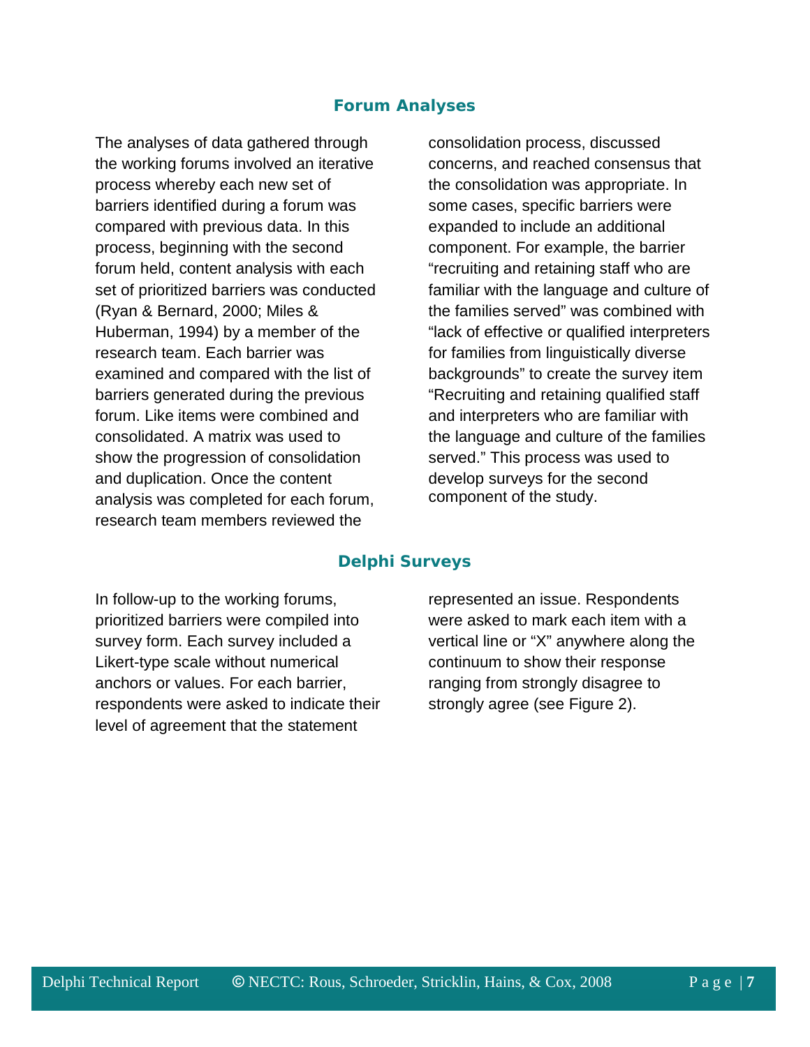## Forum Analyses

The analyses of data gathered through the working forums involved an iterative process whereby each new set of barriers identified during a forum was compared with previous data. In this process, beginning with the second forum held, content analysis with each set of prioritized barriers was conducted (Ryan & Bernard, 2000; Miles & Huberman, 1994) by a member of the research team. Each barrier was examined and compared with the list of barriers generated during the previous forum. Like items were combined and consolidated. A matrix was used to show the progression of consolidation and duplication. Once the content analysis was completed for each forum, research team members reviewed the consolidation process, discussed concerns, and reached consensus that the consolidation was appropriate. In some cases, specific barriers were expanded to include an additional component. For example, the barrier "recruiting and retaining staff who are familiar with the language and culture of the families served" was combined with "lack of effective or qualified interpreters for families from linguistically diverse backgrounds" to create the survey item "Recruiting and retaining qualified staff and interpreters who are familiar with the language and culture of the families served." This process was used to develop surveys for the second component of the study.

## Delphi Surveys

In follow-up to the working forums, prioritized barriers were compiled into survey form. Each survey included a Likert-type scale without numerical anchors or values. For each barrier, respondents were asked to indicate their level of agreement that the statement represented an issue. Respondents were asked to mark each item with a vertical line or "X" anywhere along the continuum to show their response ranging from strongly disagree to strongly agree (see Figure 2).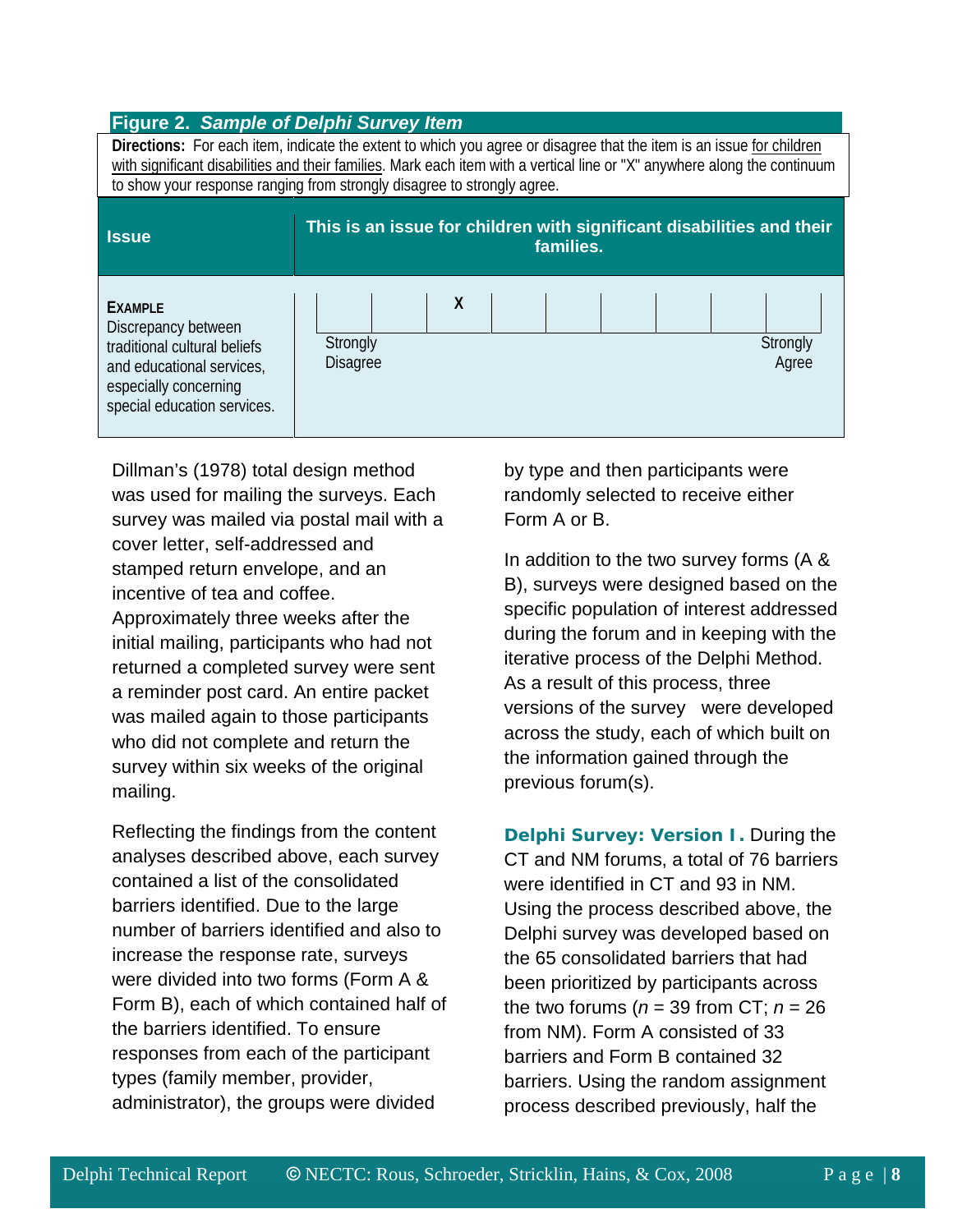**Figure 2. *Sample of Delphi Survey Item***

**Directions:** For each item, indicate the extent to which you agree or disagree that the item is an issue for children with significant disabilities and their families. Mark each item with a vertical line or "X" anywhere along the continuum to show your response ranging from strongly disagree to strongly agree.

| Issue | This is an issue for children with significant disabilities and their families. |
|---|---|
| **EXAMPLE** Discrepancy between traditional cultural beliefs and educational services, especially concerning special education services. | X (marked on continuum) — Strongly Disagree ... Strongly Agree |

Dillman's (1978) total design method was used for mailing the surveys. Each survey was mailed via postal mail with a cover letter, self-addressed and stamped return envelope, and an incentive of tea and coffee. Approximately three weeks after the initial mailing, participants who had not returned a completed survey were sent a reminder post card. An entire packet was mailed again to those participants who did not complete and return the survey within six weeks of the original mailing.

Reflecting the findings from the content analyses described above, each survey contained a list of the consolidated barriers identified. Due to the large number of barriers identified and also to increase the response rate, surveys were divided into two forms (Form A & Form B), each of which contained half of the barriers identified. To ensure responses from each of the participant types (family member, provider, administrator), the groups were divided by type and then participants were randomly selected to receive either Form A or B.

In addition to the two survey forms (A & B), surveys were designed based on the specific population of interest addressed during the forum and in keeping with the iterative process of the Delphi Method. As a result of this process, three versions of the survey were developed across the study, each of which built on the information gained through the previous forum(s).

**Delphi Survey: Version I.** During the CT and NM forums, a total of 76 barriers were identified in CT and 93 in NM. Using the process described above, the Delphi survey was developed based on the 65 consolidated barriers that had been prioritized by participants across the two forums (*n* = 39 from CT; *n* = 26 from NM). Form A consisted of 33 barriers and Form B contained 32 barriers. Using the random assignment process described previously, half the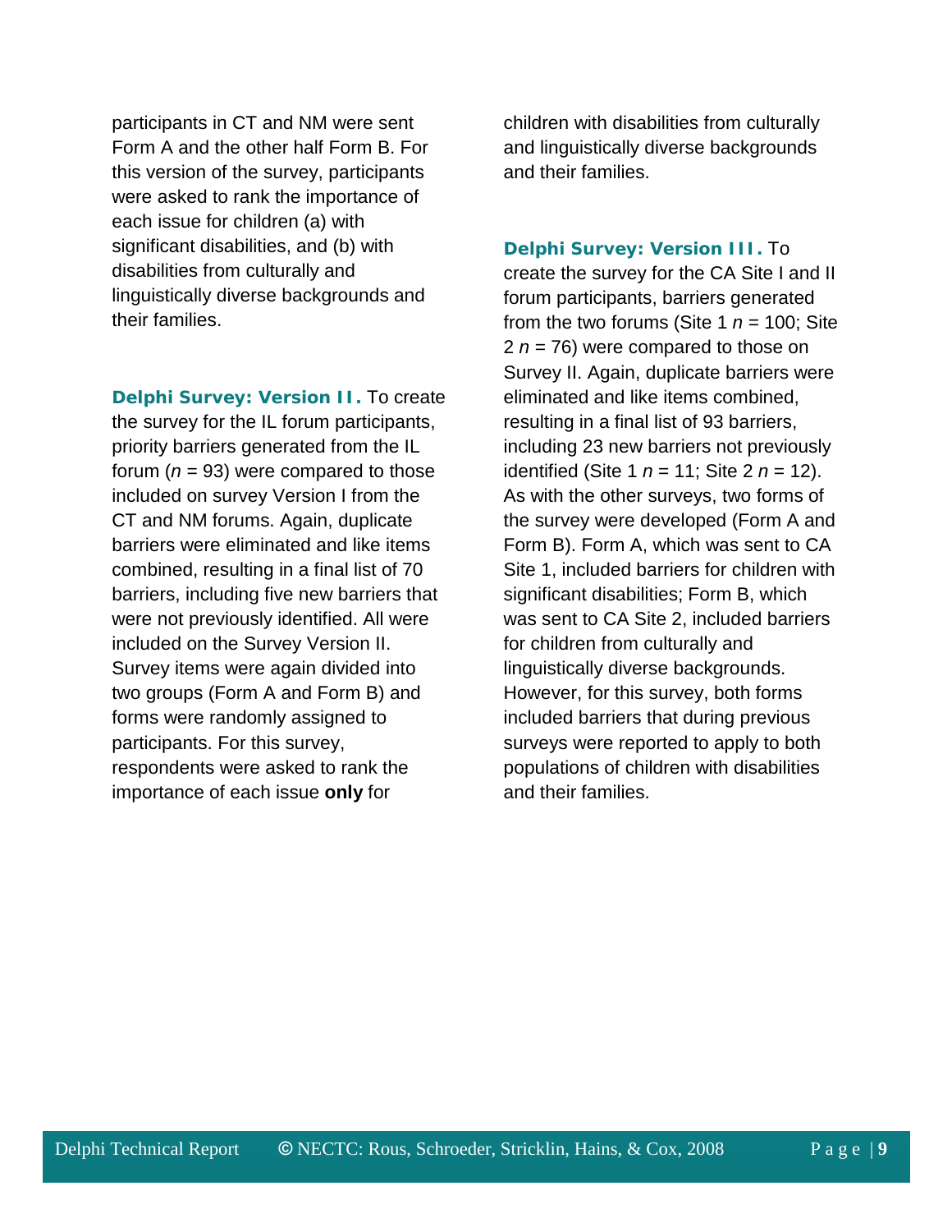participants in CT and NM were sent Form A and the other half Form B. For this version of the survey, participants were asked to rank the importance of each issue for children (a) with significant disabilities, and (b) with disabilities from culturally and linguistically diverse backgrounds and their families.

**Delphi Survey: Version II.** To create the survey for the IL forum participants, priority barriers generated from the IL forum ($n$ = 93) were compared to those included on survey Version I from the CT and NM forums. Again, duplicate barriers were eliminated and like items combined, resulting in a final list of 70 barriers, including five new barriers that were not previously identified. All were included on the Survey Version II. Survey items were again divided into two groups (Form A and Form B) and forms were randomly assigned to participants. For this survey, respondents were asked to rank the importance of each issue **only** for children with disabilities from culturally and linguistically diverse backgrounds and their families.

**Delphi Survey: Version III.** To create the survey for the CA Site I and II forum participants, barriers generated from the two forums (Site 1 $n$ = 100; Site 2 $n$ = 76) were compared to those on Survey II. Again, duplicate barriers were eliminated and like items combined, resulting in a final list of 93 barriers, including 23 new barriers not previously identified (Site 1 $n$ = 11; Site 2 $n$ = 12). As with the other surveys, two forms of the survey were developed (Form A and Form B). Form A, which was sent to CA Site 1, included barriers for children with significant disabilities; Form B, which was sent to CA Site 2, included barriers for children from culturally and linguistically diverse backgrounds. However, for this survey, both forms included barriers that during previous surveys were reported to apply to both populations of children with disabilities and their families.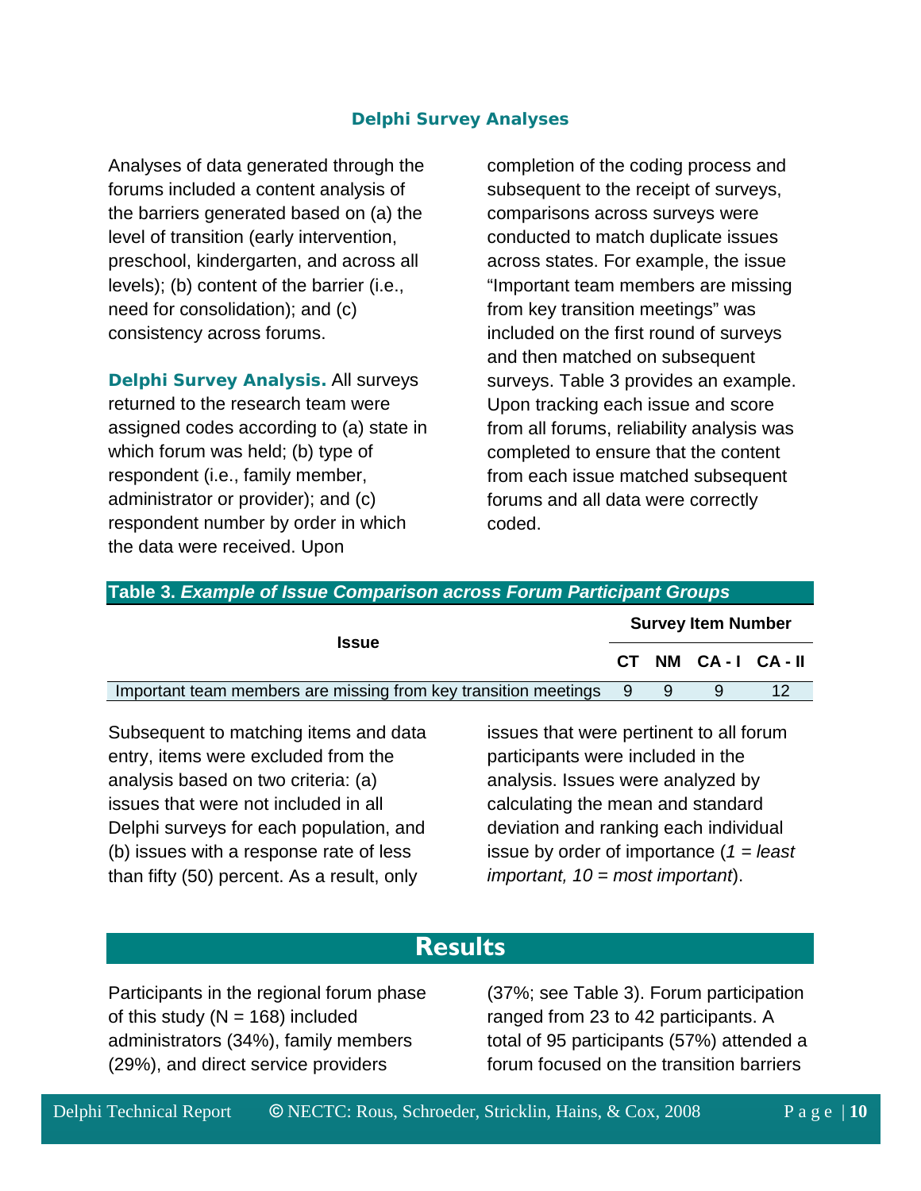### Delphi Survey Analyses

Analyses of data generated through the forums included a content analysis of the barriers generated based on (a) the level of transition (early intervention, preschool, kindergarten, and across all levels); (b) content of the barrier (i.e., need for consolidation); and (c) consistency across forums.

**Delphi Survey Analysis.** All surveys returned to the research team were assigned codes according to (a) state in which forum was held; (b) type of respondent (i.e., family member, administrator or provider); and (c) respondent number by order in which the data were received. Upon completion of the coding process and subsequent to the receipt of surveys, comparisons across surveys were conducted to match duplicate issues across states. For example, the issue "Important team members are missing from key transition meetings" was included on the first round of surveys and then matched on subsequent surveys. Table 3 provides an example. Upon tracking each issue and score from all forums, reliability analysis was completed to ensure that the content from each issue matched subsequent forums and all data were correctly coded.

**Table 3.** ***Example of Issue Comparison across Forum Participant Groups***

| Issue | Survey Item Number | | | |
|---|---|---|---|---|
| | CT | NM | CA - I | CA - II |
| Important team members are missing from key transition meetings | 9 | 9 | 9 | 12 |

Subsequent to matching items and data entry, items were excluded from the analysis based on two criteria: (a) issues that were not included in all Delphi surveys for each population, and (b) issues with a response rate of less than fifty (50) percent. As a result, only issues that were pertinent to all forum participants were included in the analysis. Issues were analyzed by calculating the mean and standard deviation and ranking each individual issue by order of importance (*1 = least important, 10 = most important*).

## Results

Participants in the regional forum phase of this study (N = 168) included administrators (34%), family members (29%), and direct service providers (37%; see Table 3). Forum participation ranged from 23 to 42 participants. A total of 95 participants (57%) attended a forum focused on the transition barriers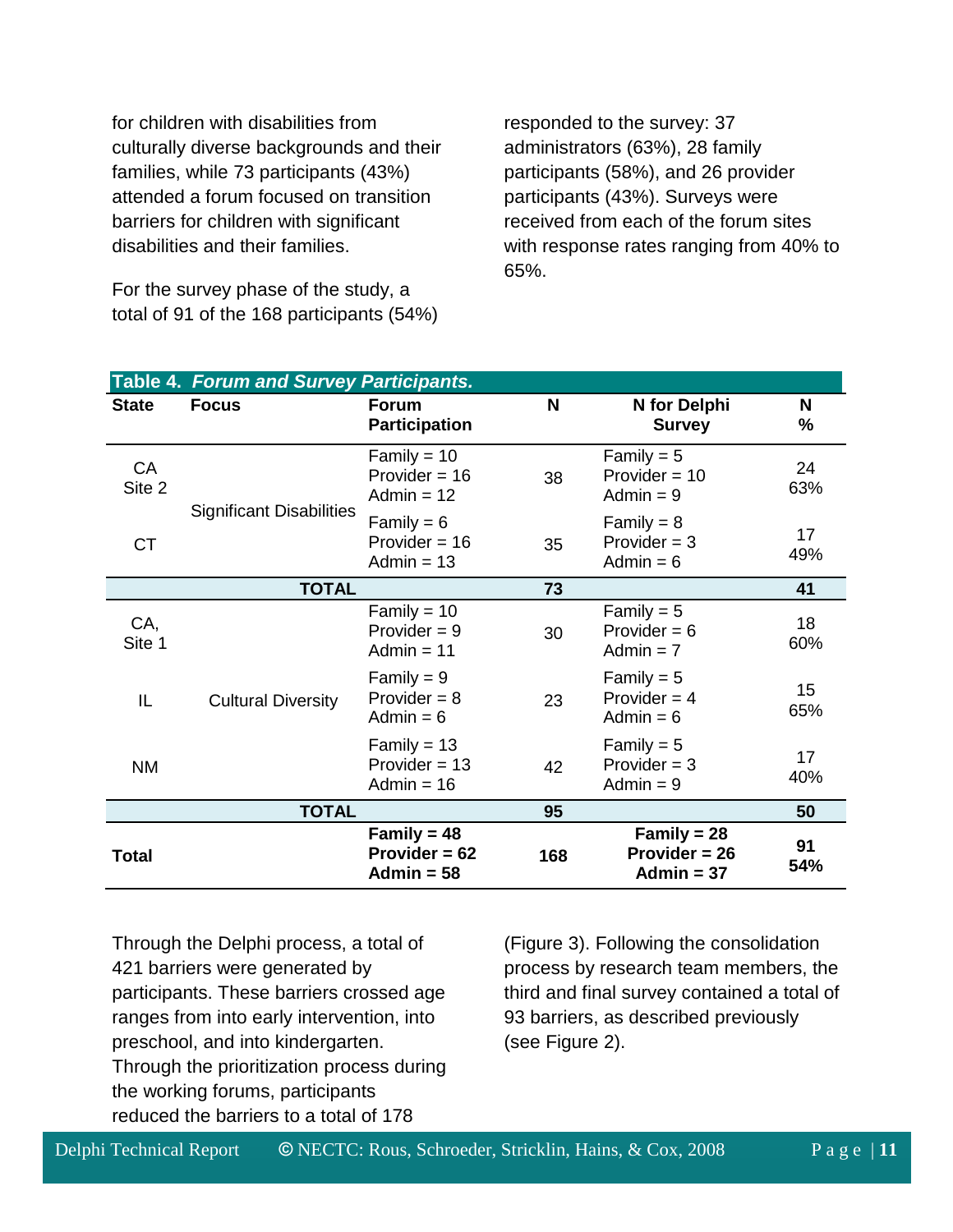for children with disabilities from culturally diverse backgrounds and their families, while 73 participants (43%) attended a forum focused on transition barriers for children with significant disabilities and their families.

For the survey phase of the study, a total of 91 of the 168 participants (54%) responded to the survey: 37 administrators (63%), 28 family participants (58%), and 26 provider participants (43%). Surveys were received from each of the forum sites with response rates ranging from 40% to 65%.

**Table 4.** ***Forum and Survey Participants.***

| State | Focus | Forum Participation | N | N for Delphi Survey | N % |
|---|---|---|---|---|---|
| CA Site 2 | Significant Disabilities | Family = 10<br>Provider = 16<br>Admin = 12 | 38 | Family = 5<br>Provider = 10<br>Admin = 9 | 24<br>63% |
| CT | | Family = 6<br>Provider = 16<br>Admin = 13 | 35 | Family = 8<br>Provider = 3<br>Admin = 6 | 17<br>49% |
| | **TOTAL** | | **73** | | **41** |
| CA, Site 1 | Cultural Diversity | Family = 10<br>Provider = 9<br>Admin = 11 | 30 | Family = 5<br>Provider = 6<br>Admin = 7 | 18<br>60% |
| IL | | Family = 9<br>Provider = 8<br>Admin = 6 | 23 | Family = 5<br>Provider = 4<br>Admin = 6 | 15<br>65% |
| NM | | Family = 13<br>Provider = 13<br>Admin = 16 | 42 | Family = 5<br>Provider = 3<br>Admin = 9 | 17<br>40% |
| | **TOTAL** | | **95** | | **50** |
| **Total** | | **Family = 48**<br>**Provider = 62**<br>**Admin = 58** | **168** | **Family = 28**<br>**Provider = 26**<br>**Admin = 37** | **91**<br>**54%** |

Through the Delphi process, a total of 421 barriers were generated by participants. These barriers crossed age ranges from into early intervention, into preschool, and into kindergarten. Through the prioritization process during the working forums, participants reduced the barriers to a total of 178 (Figure 3). Following the consolidation process by research team members, the third and final survey contained a total of 93 barriers, as described previously (see Figure 2).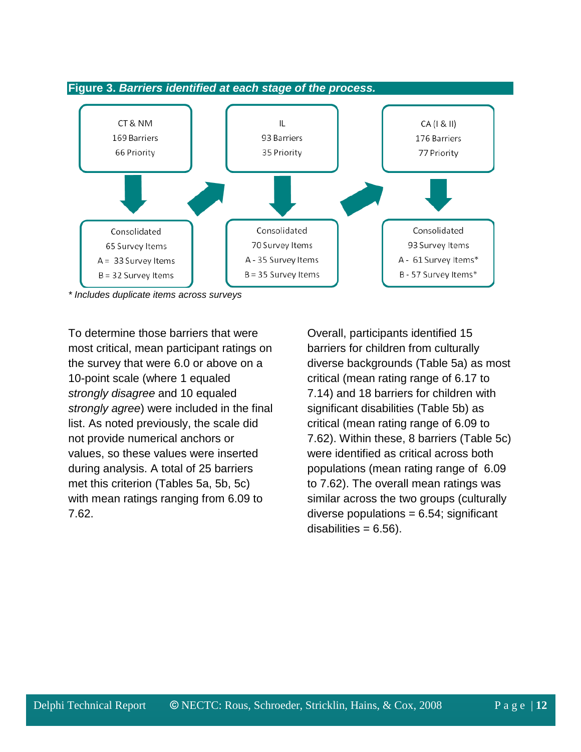**Figure 3.** ***Barriers identified at each stage of the process.***

CT & NM
169 Barriers
66 Priority

↓

Consolidated
65 Survey Items
A = 33 Survey Items
B = 32 Survey Items

IL
93 Barriers
35 Priority

↓

Consolidated
70 Survey Items
A - 35 Survey Items
B = 35 Survey Items

CA (I & II)
176 Barriers
77 Priority

↓

Consolidated
93 Survey Items
A - 61 Survey Items*
B - 57 Survey Items*

*\* Includes duplicate items across surveys*

To determine those barriers that were most critical, mean participant ratings on the survey that were 6.0 or above on a 10-point scale (where 1 equaled *strongly disagree* and 10 equaled *strongly agree*) were included in the final list. As noted previously, the scale did not provide numerical anchors or values, so these values were inserted during analysis. A total of 25 barriers met this criterion (Tables 5a, 5b, 5c) with mean ratings ranging from 6.09 to 7.62.

Overall, participants identified 15 barriers for children from culturally diverse backgrounds (Table 5a) as most critical (mean rating range of 6.17 to 7.14) and 18 barriers for children with significant disabilities (Table 5b) as critical (mean rating range of 6.09 to 7.62). Within these, 8 barriers (Table 5c) were identified as critical across both populations (mean rating range of 6.09 to 7.62). The overall mean ratings was similar across the two groups (culturally diverse populations = 6.54; significant disabilities = 6.56).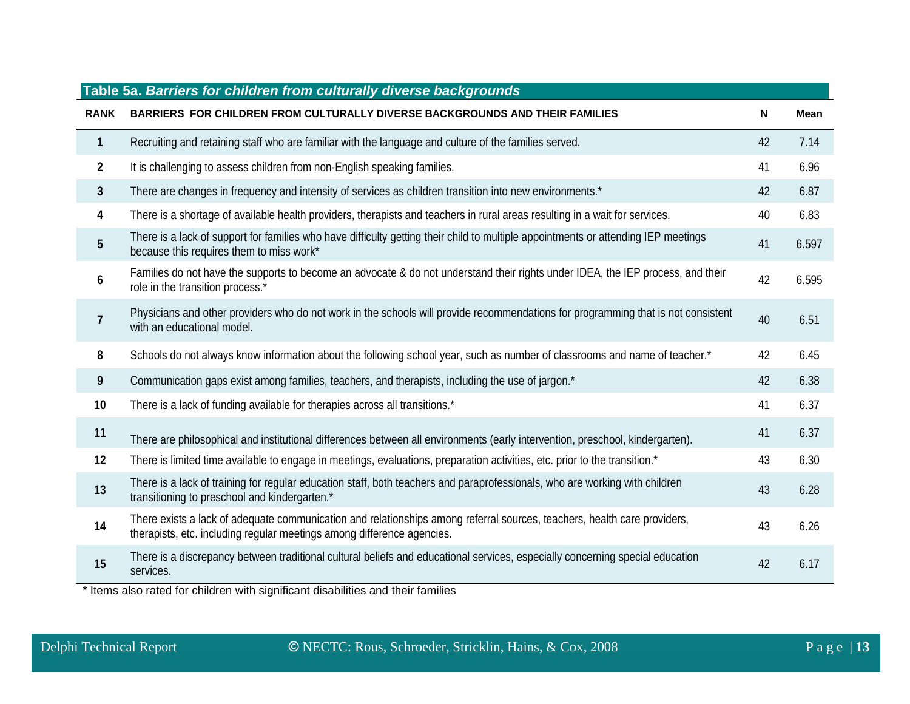**Table 5a.** ***Barriers for children from culturally diverse backgrounds***

| RANK | BARRIERS FOR CHILDREN FROM CULTURALLY DIVERSE BACKGROUNDS AND THEIR FAMILIES | N | Mean |
|---|---|---|---|
| 1 | Recruiting and retaining staff who are familiar with the language and culture of the families served. | 42 | 7.14 |
| 2 | It is challenging to assess children from non-English speaking families. | 41 | 6.96 |
| 3 | There are changes in frequency and intensity of services as children transition into new environments.* | 42 | 6.87 |
| 4 | There is a shortage of available health providers, therapists and teachers in rural areas resulting in a wait for services. | 40 | 6.83 |
| 5 | There is a lack of support for families who have difficulty getting their child to multiple appointments or attending IEP meetings because this requires them to miss work* | 41 | 6.597 |
| 6 | Families do not have the supports to become an advocate & do not understand their rights under IDEA, the IEP process, and their role in the transition process.* | 42 | 6.595 |
| 7 | Physicians and other providers who do not work in the schools will provide recommendations for programming that is not consistent with an educational model. | 40 | 6.51 |
| 8 | Schools do not always know information about the following school year, such as number of classrooms and name of teacher.* | 42 | 6.45 |
| 9 | Communication gaps exist among families, teachers, and therapists, including the use of jargon.* | 42 | 6.38 |
| 10 | There is a lack of funding available for therapies across all transitions.* | 41 | 6.37 |
| 11 | There are philosophical and institutional differences between all environments (early intervention, preschool, kindergarten). | 41 | 6.37 |
| 12 | There is limited time available to engage in meetings, evaluations, preparation activities, etc. prior to the transition.* | 43 | 6.30 |
| 13 | There is a lack of training for regular education staff, both teachers and paraprofessionals, who are working with children transitioning to preschool and kindergarten.* | 43 | 6.28 |
| 14 | There exists a lack of adequate communication and relationships among referral sources, teachers, health care providers, therapists, etc. including regular meetings among difference agencies. | 43 | 6.26 |
| 15 | There is a discrepancy between traditional cultural beliefs and educational services, especially concerning special education services. | 42 | 6.17 |

\* Items also rated for children with significant disabilities and their families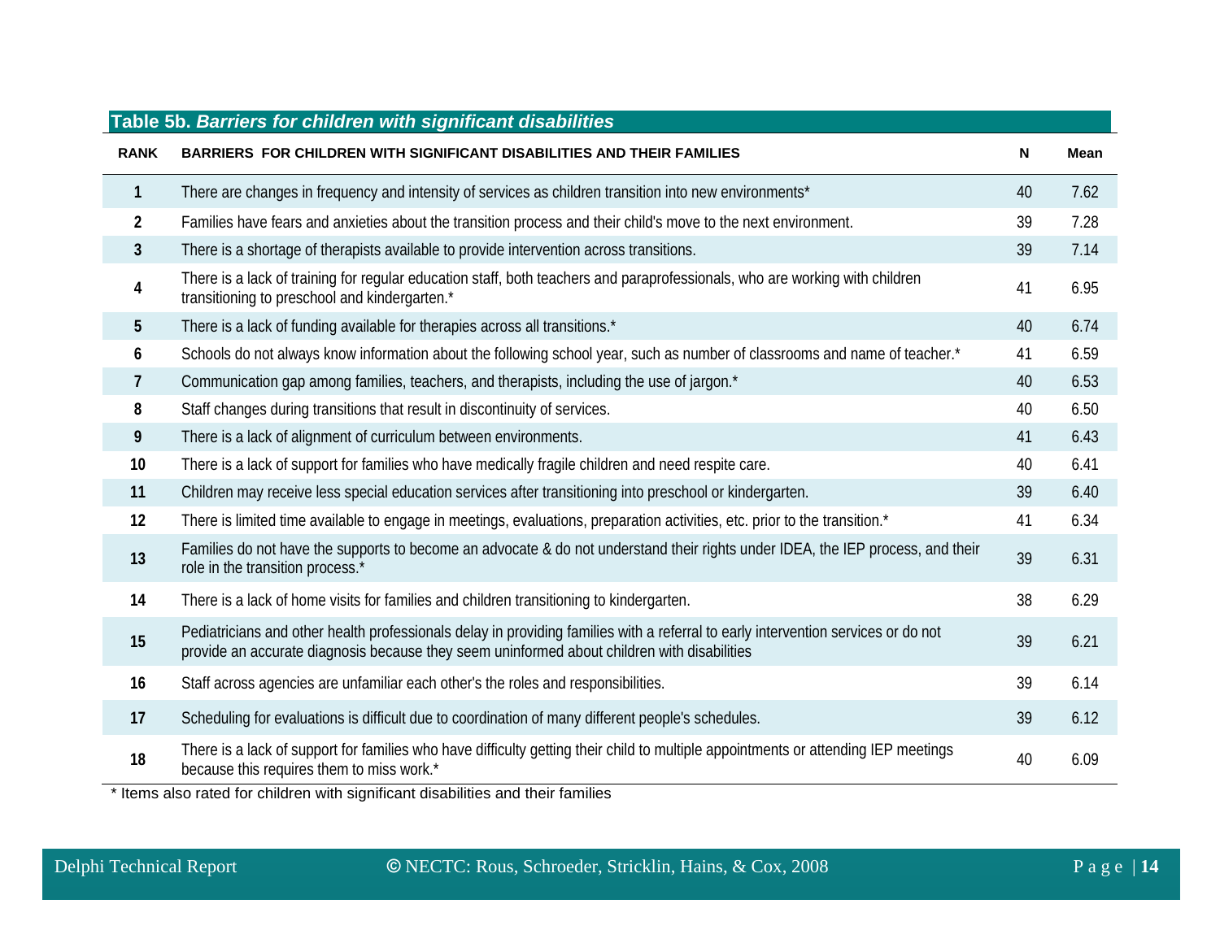**Table 5b.** ***Barriers for children with significant disabilities***

| RANK | BARRIERS FOR CHILDREN WITH SIGNIFICANT DISABILITIES AND THEIR FAMILIES | N | Mean |
|---|---|---|---|
| 1 | There are changes in frequency and intensity of services as children transition into new environments* | 40 | 7.62 |
| 2 | Families have fears and anxieties about the transition process and their child's move to the next environment. | 39 | 7.28 |
| 3 | There is a shortage of therapists available to provide intervention across transitions. | 39 | 7.14 |
| 4 | There is a lack of training for regular education staff, both teachers and paraprofessionals, who are working with children transitioning to preschool and kindergarten.* | 41 | 6.95 |
| 5 | There is a lack of funding available for therapies across all transitions.* | 40 | 6.74 |
| 6 | Schools do not always know information about the following school year, such as number of classrooms and name of teacher.* | 41 | 6.59 |
| 7 | Communication gap among families, teachers, and therapists, including the use of jargon.* | 40 | 6.53 |
| 8 | Staff changes during transitions that result in discontinuity of services. | 40 | 6.50 |
| 9 | There is a lack of alignment of curriculum between environments. | 41 | 6.43 |
| 10 | There is a lack of support for families who have medically fragile children and need respite care. | 40 | 6.41 |
| 11 | Children may receive less special education services after transitioning into preschool or kindergarten. | 39 | 6.40 |
| 12 | There is limited time available to engage in meetings, evaluations, preparation activities, etc. prior to the transition.* | 41 | 6.34 |
| 13 | Families do not have the supports to become an advocate & do not understand their rights under IDEA, the IEP process, and their role in the transition process.* | 39 | 6.31 |
| 14 | There is a lack of home visits for families and children transitioning to kindergarten. | 38 | 6.29 |
| 15 | Pediatricians and other health professionals delay in providing families with a referral to early intervention services or do not provide an accurate diagnosis because they seem uninformed about children with disabilities | 39 | 6.21 |
| 16 | Staff across agencies are unfamiliar each other's the roles and responsibilities. | 39 | 6.14 |
| 17 | Scheduling for evaluations is difficult due to coordination of many different people's schedules. | 39 | 6.12 |
| 18 | There is a lack of support for families who have difficulty getting their child to multiple appointments or attending IEP meetings because this requires them to miss work.* | 40 | 6.09 |

* Items also rated for children with significant disabilities and their families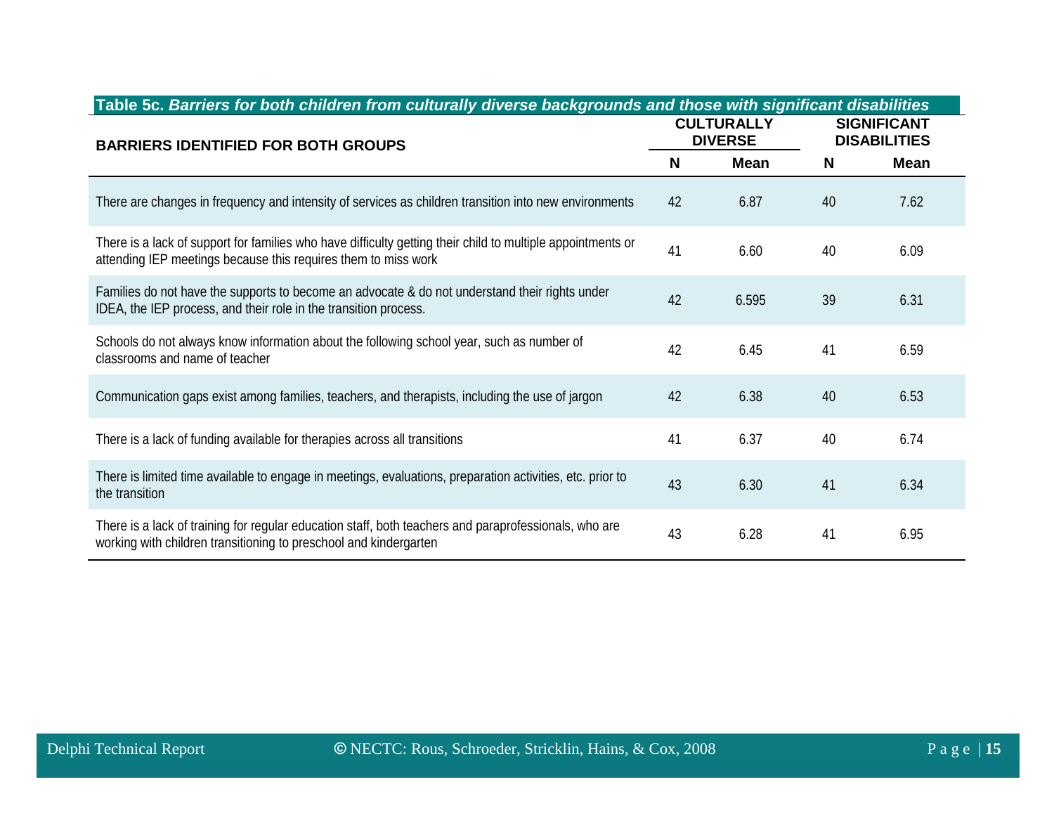**Table 5c.** ***Barriers for both children from culturally diverse backgrounds and those with significant disabilities***

| BARRIERS IDENTIFIED FOR BOTH GROUPS | CULTURALLY DIVERSE | | SIGNIFICANT DISABILITIES | |
|---|---|---|---|---|
| | N | Mean | N | Mean |
| There are changes in frequency and intensity of services as children transition into new environments | 42 | 6.87 | 40 | 7.62 |
| There is a lack of support for families who have difficulty getting their child to multiple appointments or attending IEP meetings because this requires them to miss work | 41 | 6.60 | 40 | 6.09 |
| Families do not have the supports to become an advocate & do not understand their rights under IDEA, the IEP process, and their role in the transition process. | 42 | 6.595 | 39 | 6.31 |
| Schools do not always know information about the following school year, such as number of classrooms and name of teacher | 42 | 6.45 | 41 | 6.59 |
| Communication gaps exist among families, teachers, and therapists, including the use of jargon | 42 | 6.38 | 40 | 6.53 |
| There is a lack of funding available for therapies across all transitions | 41 | 6.37 | 40 | 6.74 |
| There is limited time available to engage in meetings, evaluations, preparation activities, etc. prior to the transition | 43 | 6.30 | 41 | 6.34 |
| There is a lack of training for regular education staff, both teachers and paraprofessionals, who are working with children transitioning to preschool and kindergarten | 43 | 6.28 | 41 | 6.95 |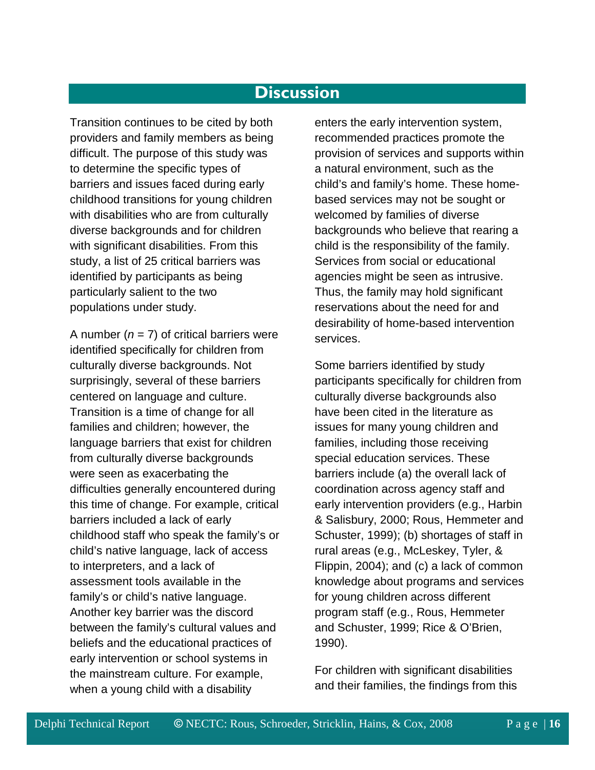## Discussion

Transition continues to be cited by both providers and family members as being difficult. The purpose of this study was to determine the specific types of barriers and issues faced during early childhood transitions for young children with disabilities who are from culturally diverse backgrounds and for children with significant disabilities. From this study, a list of 25 critical barriers was identified by participants as being particularly salient to the two populations under study.

A number ($n$ = 7) of critical barriers were identified specifically for children from culturally diverse backgrounds. Not surprisingly, several of these barriers centered on language and culture. Transition is a time of change for all families and children; however, the language barriers that exist for children from culturally diverse backgrounds were seen as exacerbating the difficulties generally encountered during this time of change. For example, critical barriers included a lack of early childhood staff who speak the family's or child's native language, lack of access to interpreters, and a lack of assessment tools available in the family's or child's native language. Another key barrier was the discord between the family's cultural values and beliefs and the educational practices of early intervention or school systems in the mainstream culture. For example, when a young child with a disability enters the early intervention system, recommended practices promote the provision of services and supports within a natural environment, such as the child's and family's home. These home-based services may not be sought or welcomed by families of diverse backgrounds who believe that rearing a child is the responsibility of the family. Services from social or educational agencies might be seen as intrusive. Thus, the family may hold significant reservations about the need for and desirability of home-based intervention services.

Some barriers identified by study participants specifically for children from culturally diverse backgrounds also have been cited in the literature as issues for many young children and families, including those receiving special education services. These barriers include (a) the overall lack of coordination across agency staff and early intervention providers (e.g., Harbin & Salisbury, 2000; Rous, Hemmeter and Schuster, 1999); (b) shortages of staff in rural areas (e.g., McLeskey, Tyler, & Flippin, 2004); and (c) a lack of common knowledge about programs and services for young children across different program staff (e.g., Rous, Hemmeter and Schuster, 1999; Rice & O'Brien, 1990).

For children with significant disabilities and their families, the findings from this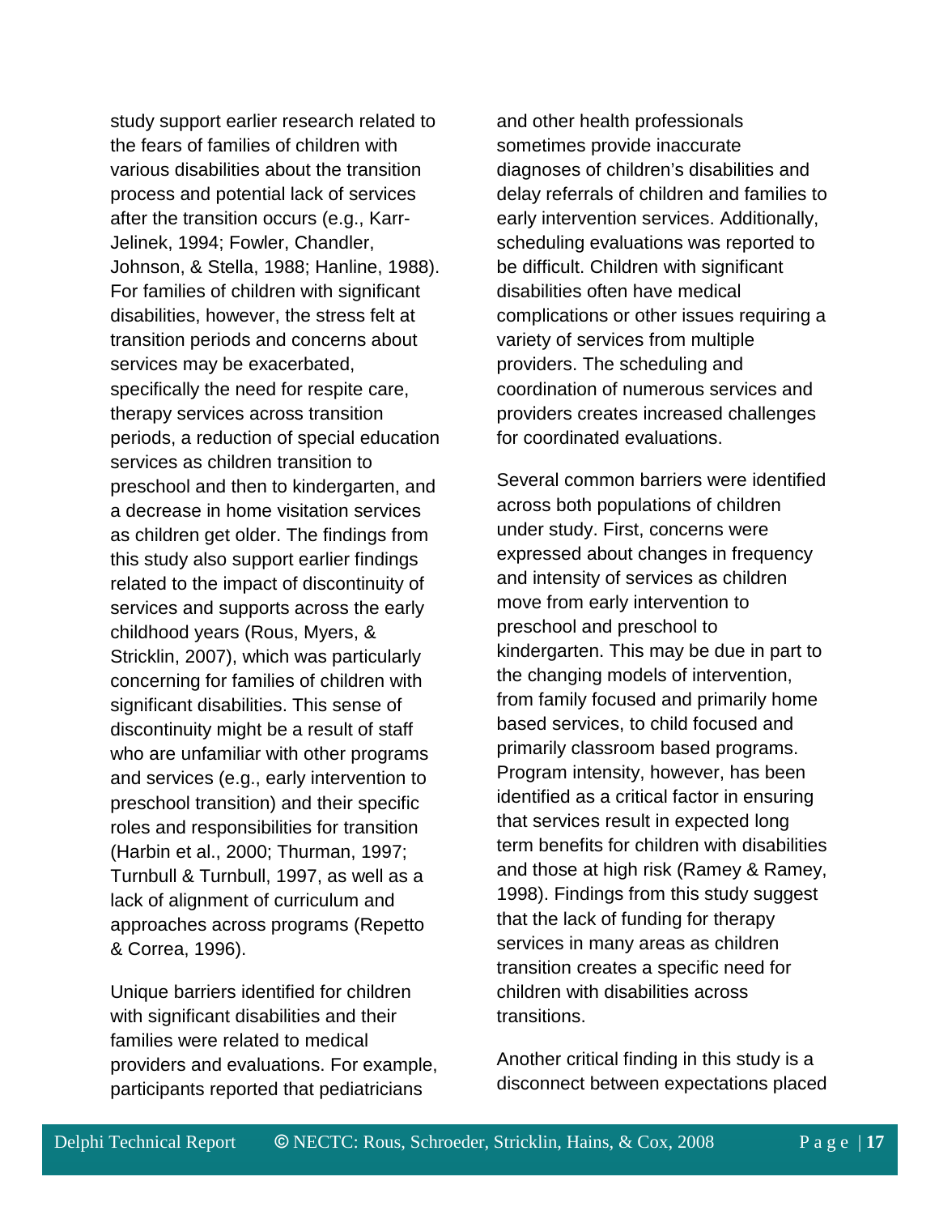study support earlier research related to the fears of families of children with various disabilities about the transition process and potential lack of services after the transition occurs (e.g., Karr-Jelinek, 1994; Fowler, Chandler, Johnson, & Stella, 1988; Hanline, 1988). For families of children with significant disabilities, however, the stress felt at transition periods and concerns about services may be exacerbated, specifically the need for respite care, therapy services across transition periods, a reduction of special education services as children transition to preschool and then to kindergarten, and a decrease in home visitation services as children get older. The findings from this study also support earlier findings related to the impact of discontinuity of services and supports across the early childhood years (Rous, Myers, & Stricklin, 2007), which was particularly concerning for families of children with significant disabilities. This sense of discontinuity might be a result of staff who are unfamiliar with other programs and services (e.g., early intervention to preschool transition) and their specific roles and responsibilities for transition (Harbin et al., 2000; Thurman, 1997; Turnbull & Turnbull, 1997, as well as a lack of alignment of curriculum and approaches across programs (Repetto & Correa, 1996).

Unique barriers identified for children with significant disabilities and their families were related to medical providers and evaluations. For example, participants reported that pediatricians and other health professionals sometimes provide inaccurate diagnoses of children's disabilities and delay referrals of children and families to early intervention services. Additionally, scheduling evaluations was reported to be difficult. Children with significant disabilities often have medical complications or other issues requiring a variety of services from multiple providers. The scheduling and coordination of numerous services and providers creates increased challenges for coordinated evaluations.

Several common barriers were identified across both populations of children under study. First, concerns were expressed about changes in frequency and intensity of services as children move from early intervention to preschool and preschool to kindergarten. This may be due in part to the changing models of intervention, from family focused and primarily home based services, to child focused and primarily classroom based programs. Program intensity, however, has been identified as a critical factor in ensuring that services result in expected long term benefits for children with disabilities and those at high risk (Ramey & Ramey, 1998). Findings from this study suggest that the lack of funding for therapy services in many areas as children transition creates a specific need for children with disabilities across transitions.

Another critical finding in this study is a disconnect between expectations placed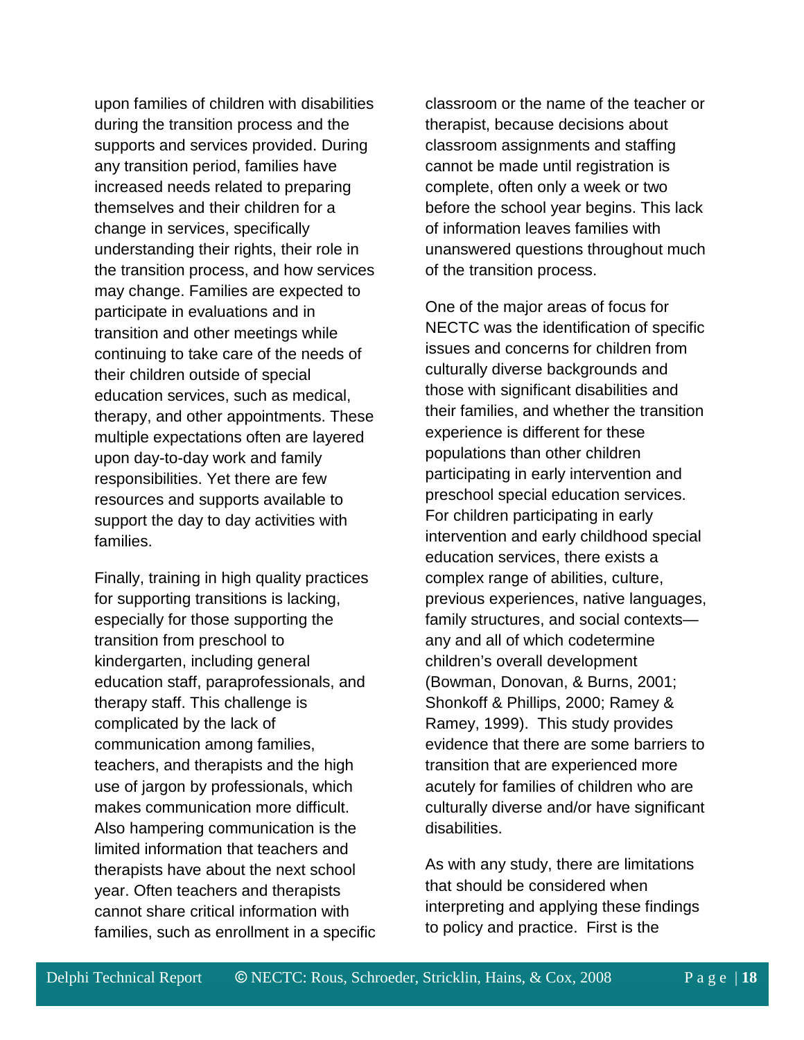upon families of children with disabilities during the transition process and the supports and services provided. During any transition period, families have increased needs related to preparing themselves and their children for a change in services, specifically understanding their rights, their role in the transition process, and how services may change. Families are expected to participate in evaluations and in transition and other meetings while continuing to take care of the needs of their children outside of special education services, such as medical, therapy, and other appointments. These multiple expectations often are layered upon day-to-day work and family responsibilities. Yet there are few resources and supports available to support the day to day activities with families.

Finally, training in high quality practices for supporting transitions is lacking, especially for those supporting the transition from preschool to kindergarten, including general education staff, paraprofessionals, and therapy staff. This challenge is complicated by the lack of communication among families, teachers, and therapists and the high use of jargon by professionals, which makes communication more difficult. Also hampering communication is the limited information that teachers and therapists have about the next school year. Often teachers and therapists cannot share critical information with families, such as enrollment in a specific classroom or the name of the teacher or therapist, because decisions about classroom assignments and staffing cannot be made until registration is complete, often only a week or two before the school year begins. This lack of information leaves families with unanswered questions throughout much of the transition process.

One of the major areas of focus for NECTC was the identification of specific issues and concerns for children from culturally diverse backgrounds and those with significant disabilities and their families, and whether the transition experience is different for these populations than other children participating in early intervention and preschool special education services. For children participating in early intervention and early childhood special education services, there exists a complex range of abilities, culture, previous experiences, native languages, family structures, and social contexts—any and all of which codetermine children's overall development (Bowman, Donovan, & Burns, 2001; Shonkoff & Phillips, 2000; Ramey & Ramey, 1999). This study provides evidence that there are some barriers to transition that are experienced more acutely for families of children who are culturally diverse and/or have significant disabilities.

As with any study, there are limitations that should be considered when interpreting and applying these findings to policy and practice. First is the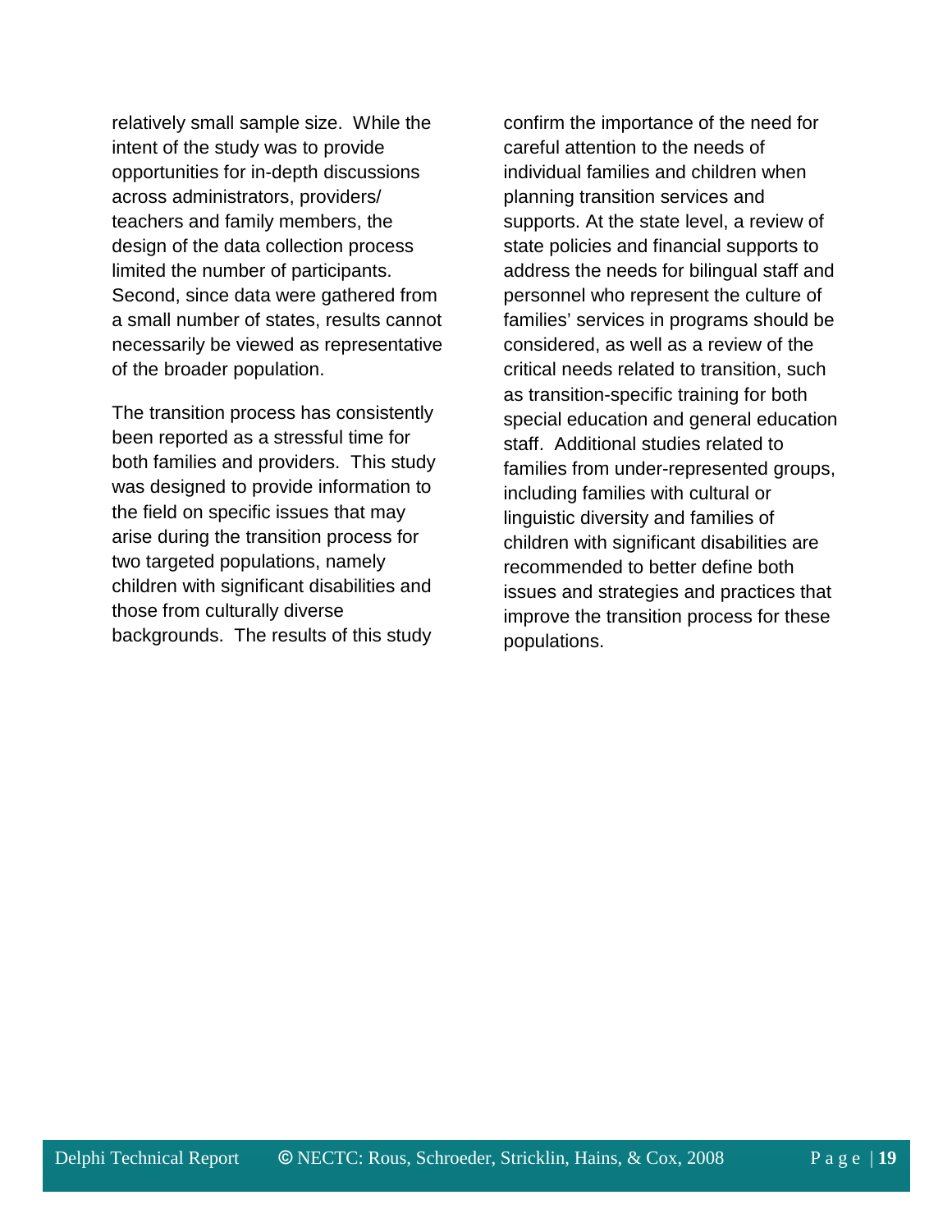relatively small sample size. While the intent of the study was to provide opportunities for in-depth discussions across administrators, providers/ teachers and family members, the design of the data collection process limited the number of participants. Second, since data were gathered from a small number of states, results cannot necessarily be viewed as representative of the broader population.

The transition process has consistently been reported as a stressful time for both families and providers. This study was designed to provide information to the field on specific issues that may arise during the transition process for two targeted populations, namely children with significant disabilities and those from culturally diverse backgrounds. The results of this study confirm the importance of the need for careful attention to the needs of individual families and children when planning transition services and supports. At the state level, a review of state policies and financial supports to address the needs for bilingual staff and personnel who represent the culture of families' services in programs should be considered, as well as a review of the critical needs related to transition, such as transition-specific training for both special education and general education staff. Additional studies related to families from under-represented groups, including families with cultural or linguistic diversity and families of children with significant disabilities are recommended to better define both issues and strategies and practices that improve the transition process for these populations.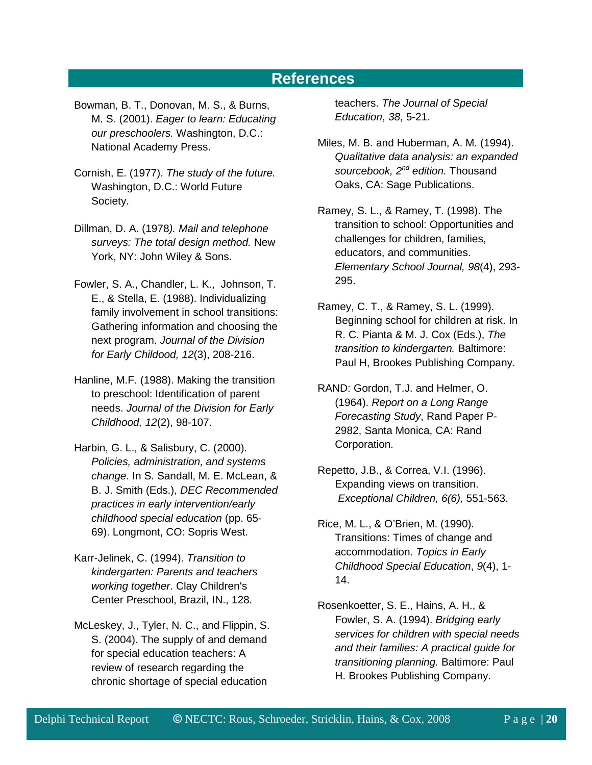## References

Bowman, B. T., Donovan, M. S., & Burns, M. S. (2001). *Eager to learn: Educating our preschoolers.* Washington, D.C.: National Academy Press.

Cornish, E. (1977). *The study of the future.* Washington, D.C.: World Future Society.

Dillman, D. A. (1978*). Mail and telephone surveys: The total design method.* New York, NY: John Wiley & Sons.

Fowler, S. A., Chandler, L. K., Johnson, T. E., & Stella, E. (1988). Individualizing family involvement in school transitions: Gathering information and choosing the next program. *Journal of the Division for Early Childood, 12*(3), 208-216.

Hanline, M.F. (1988). Making the transition to preschool: Identification of parent needs. *Journal of the Division for Early Childhood, 12*(2), 98-107.

Harbin, G. L., & Salisbury, C. (2000). *Policies, administration, and systems change.* In S. Sandall, M. E. McLean, & B. J. Smith (Eds.), *DEC Recommended practices in early intervention/early childhood special education* (pp. 65-69). Longmont, CO: Sopris West.

Karr-Jelinek, C. (1994). *Transition to kindergarten: Parents and teachers working together*. Clay Children's Center Preschool, Brazil, IN., 128.

McLeskey, J., Tyler, N. C., and Flippin, S. S. (2004). The supply of and demand for special education teachers: A review of research regarding the chronic shortage of special education teachers. *The Journal of Special Education*, *38*, 5-21.

Miles, M. B. and Huberman, A. M. (1994). *Qualitative data analysis: an expanded sourcebook, 2nd edition.* Thousand Oaks, CA: Sage Publications.

Ramey, S. L., & Ramey, T. (1998). The transition to school: Opportunities and challenges for children, families, educators, and communities. *Elementary School Journal, 98*(4), 293-295.

Ramey, C. T., & Ramey, S. L. (1999). Beginning school for children at risk. In R. C. Pianta & M. J. Cox (Eds.), *The transition to kindergarten.* Baltimore: Paul H, Brookes Publishing Company.

RAND: Gordon, T.J. and Helmer, O. (1964). *Report on a Long Range Forecasting Study*, Rand Paper P-2982, Santa Monica, CA: Rand Corporation.

Repetto, J.B., & Correa, V.I. (1996). Expanding views on transition. *Exceptional Children, 6(6),* 551-563.

Rice, M. L., & O'Brien, M. (1990). Transitions: Times of change and accommodation. *Topics in Early Childhood Special Education*, *9*(4), 1-14.

Rosenkoetter, S. E., Hains, A. H., & Fowler, S. A. (1994). *Bridging early services for children with special needs and their families: A practical guide for transitioning planning.* Baltimore: Paul H. Brookes Publishing Company.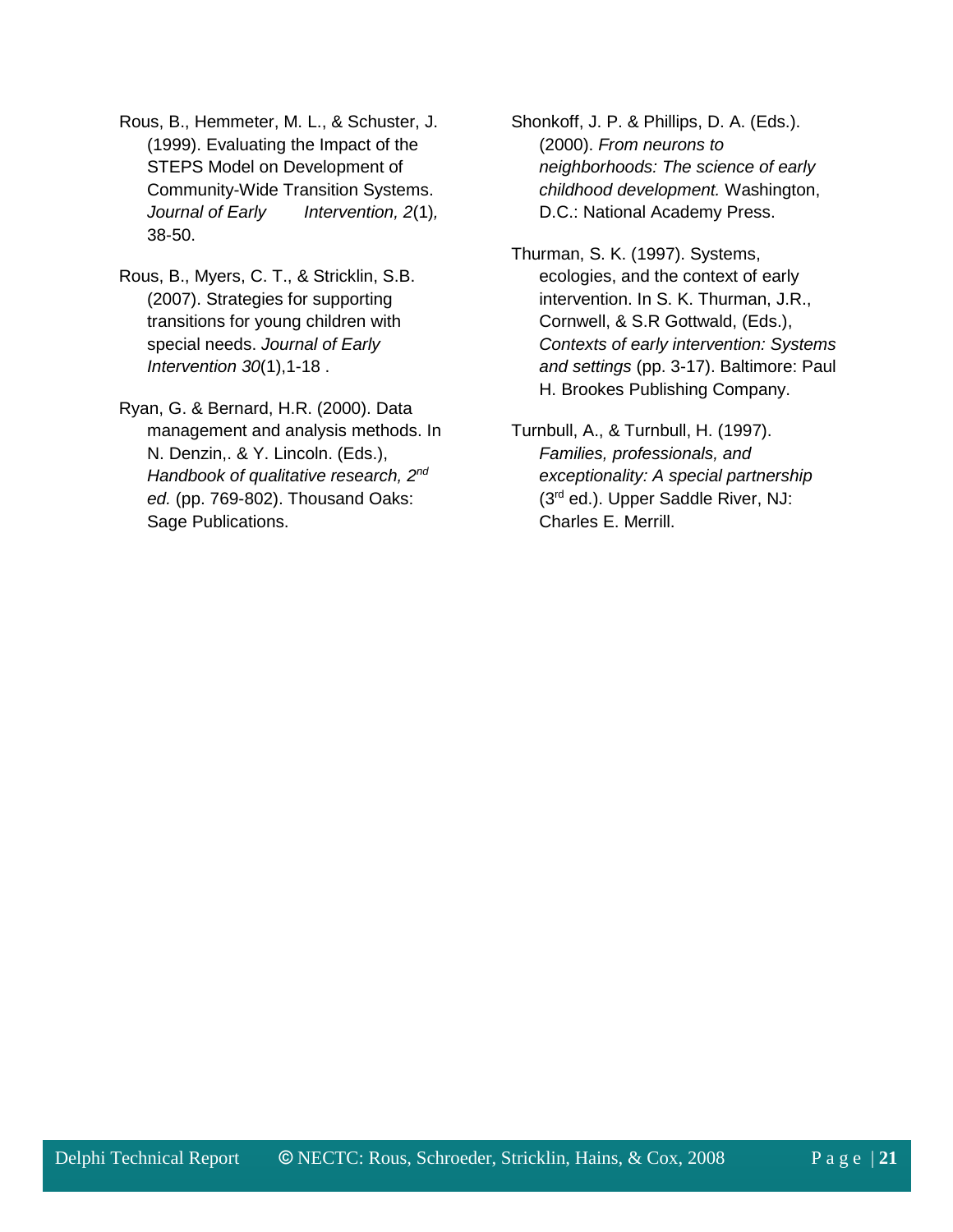Rous, B., Hemmeter, M. L., & Schuster, J. (1999). Evaluating the Impact of the STEPS Model on Development of Community-Wide Transition Systems. *Journal of Early Intervention, 2*(1)*,* 38-50.

Rous, B., Myers, C. T., & Stricklin, S.B. (2007). Strategies for supporting transitions for young children with special needs. *Journal of Early Intervention 30*(1),1-18 .

Ryan, G. & Bernard, H.R. (2000). Data management and analysis methods. In N. Denzin,. & Y. Lincoln. (Eds.), *Handbook of qualitative research, 2nd ed.* (pp. 769-802). Thousand Oaks: Sage Publications.

Shonkoff, J. P. & Phillips, D. A. (Eds.). (2000). *From neurons to neighborhoods: The science of early childhood development.* Washington, D.C.: National Academy Press.

Thurman, S. K. (1997). Systems, ecologies, and the context of early intervention. In S. K. Thurman, J.R., Cornwell, & S.R Gottwald, (Eds.), *Contexts of early intervention: Systems and settings* (pp. 3-17). Baltimore: Paul H. Brookes Publishing Company.

Turnbull, A., & Turnbull, H. (1997). *Families, professionals, and exceptionality: A special partnership* (3rd ed.). Upper Saddle River, NJ: Charles E. Merrill.